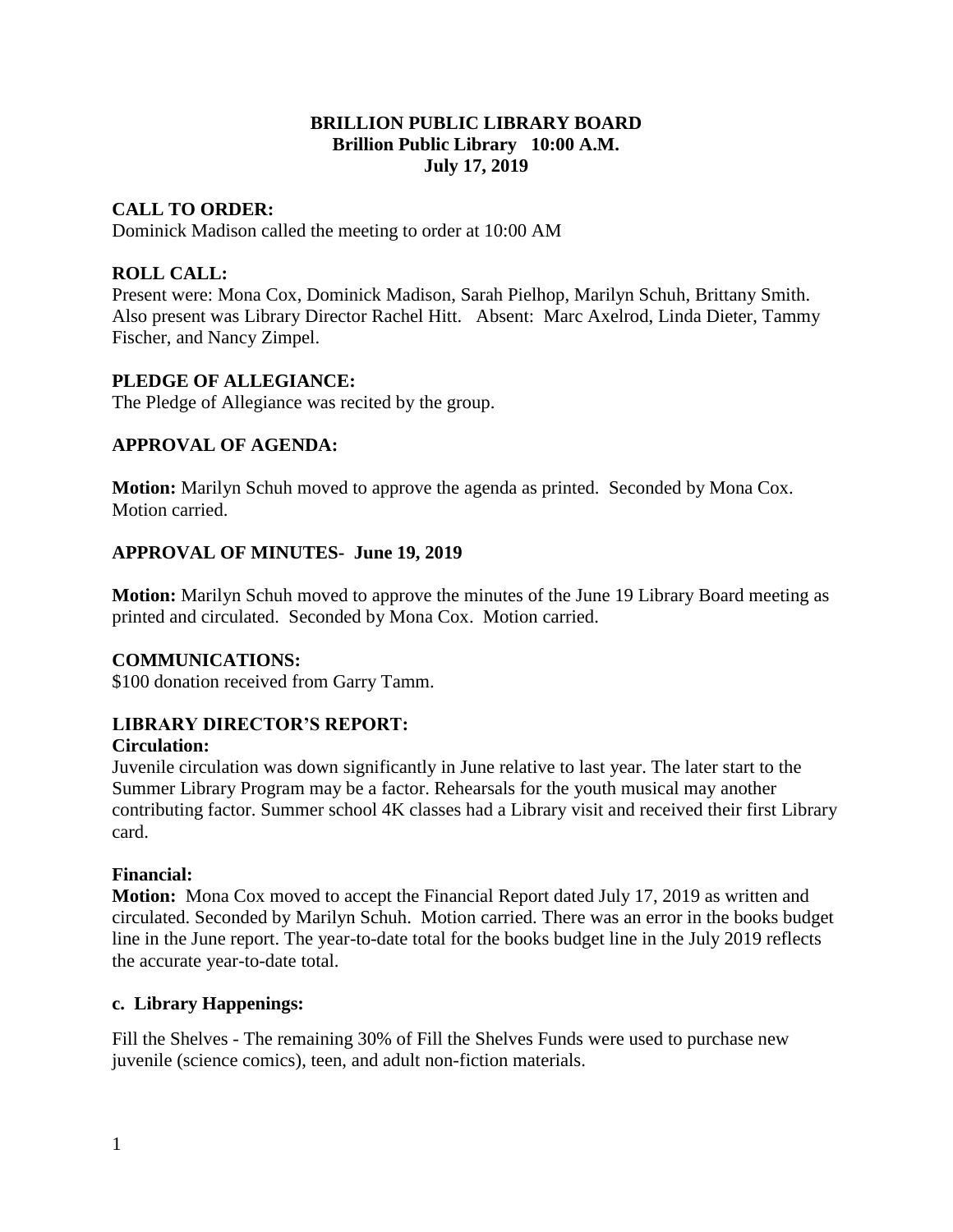# BRILLION PUBLIC LIBRARY BOARD
**Brillion Public Library 10:00 A.M.**
**July 17, 2019**

## CALL TO ORDER:
Dominick Madison called the meeting to order at 10:00 AM

## ROLL CALL:
Present were: Mona Cox, Dominick Madison, Sarah Pielhop, Marilyn Schuh, Brittany Smith. Also present was Library Director Rachel Hitt. Absent: Marc Axelrod, Linda Dieter, Tammy Fischer, and Nancy Zimpel.

## PLEDGE OF ALLEGIANCE:
The Pledge of Allegiance was recited by the group.

## APPROVAL OF AGENDA:

**Motion:** Marilyn Schuh moved to approve the agenda as printed. Seconded by Mona Cox. Motion carried.

## APPROVAL OF MINUTES- June 19, 2019

**Motion:** Marilyn Schuh moved to approve the minutes of the June 19 Library Board meeting as printed and circulated. Seconded by Mona Cox. Motion carried.

## COMMUNICATIONS:
$100 donation received from Garry Tamm.

## LIBRARY DIRECTOR'S REPORT:

### Circulation:
Juvenile circulation was down significantly in June relative to last year. The later start to the Summer Library Program may be a factor. Rehearsals for the youth musical may another contributing factor. Summer school 4K classes had a Library visit and received their first Library card.

### Financial:
**Motion:** Mona Cox moved to accept the Financial Report dated July 17, 2019 as written and circulated. Seconded by Marilyn Schuh. Motion carried. There was an error in the books budget line in the June report. The year-to-date total for the books budget line in the July 2019 reflects the accurate year-to-date total.

### c. Library Happenings:

Fill the Shelves - The remaining 30% of Fill the Shelves Funds were used to purchase new juvenile (science comics), teen, and adult non-fiction materials.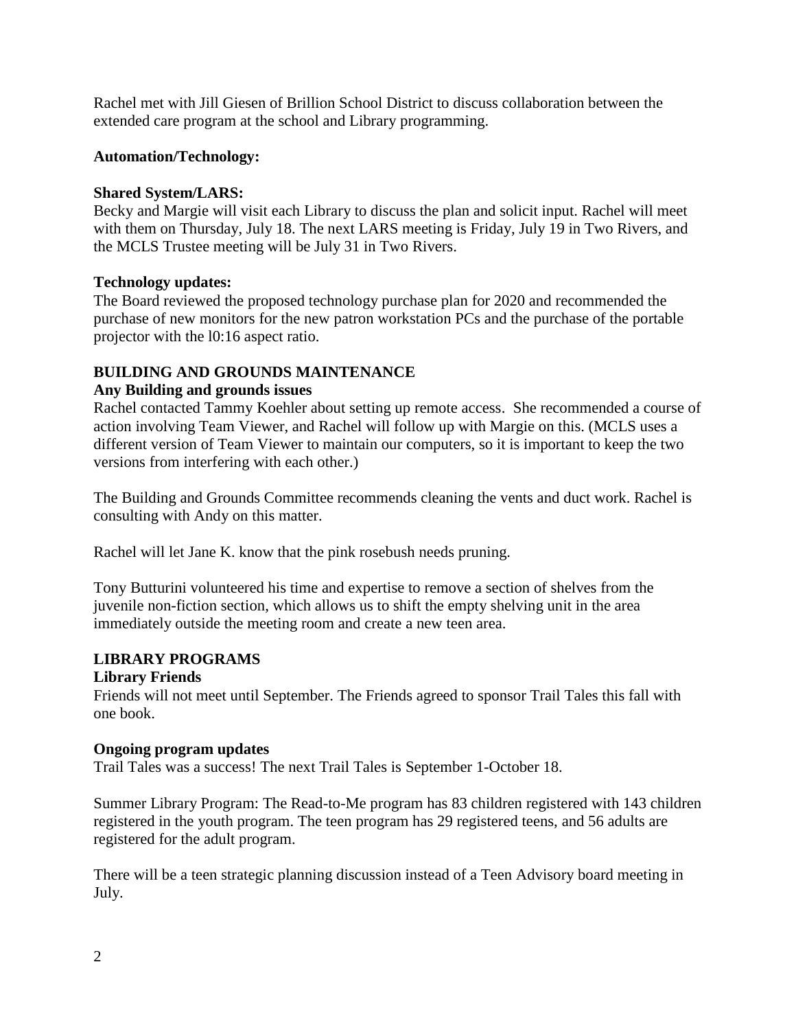Rachel met with Jill Giesen of Brillion School District to discuss collaboration between the extended care program at the school and Library programming.

**Automation/Technology:**

**Shared System/LARS:**
Becky and Margie will visit each Library to discuss the plan and solicit input. Rachel will meet with them on Thursday, July 18. The next LARS meeting is Friday, July 19 in Two Rivers, and the MCLS Trustee meeting will be July 31 in Two Rivers.

**Technology updates:**
The Board reviewed the proposed technology purchase plan for 2020 and recommended the purchase of new monitors for the new patron workstation PCs and the purchase of the portable projector with the l0:16 aspect ratio.

## BUILDING AND GROUNDS MAINTENANCE

**Any Building and grounds issues**
Rachel contacted Tammy Koehler about setting up remote access. She recommended a course of action involving Team Viewer, and Rachel will follow up with Margie on this. (MCLS uses a different version of Team Viewer to maintain our computers, so it is important to keep the two versions from interfering with each other.)

The Building and Grounds Committee recommends cleaning the vents and duct work. Rachel is consulting with Andy on this matter.

Rachel will let Jane K. know that the pink rosebush needs pruning.

Tony Butturini volunteered his time and expertise to remove a section of shelves from the juvenile non-fiction section, which allows us to shift the empty shelving unit in the area immediately outside the meeting room and create a new teen area.

## LIBRARY PROGRAMS

**Library Friends**
Friends will not meet until September. The Friends agreed to sponsor Trail Tales this fall with one book.

**Ongoing program updates**
Trail Tales was a success! The next Trail Tales is September 1-October 18.

Summer Library Program: The Read-to-Me program has 83 children registered with 143 children registered in the youth program. The teen program has 29 registered teens, and 56 adults are registered for the adult program.

There will be a teen strategic planning discussion instead of a Teen Advisory board meeting in July.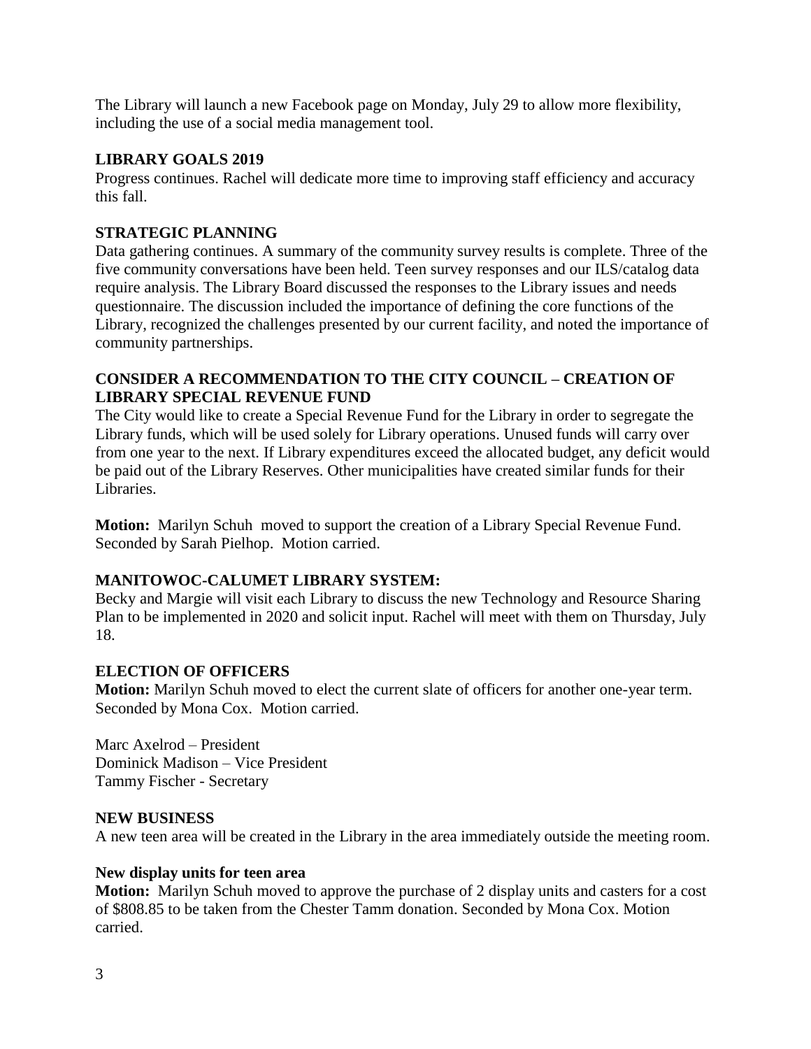The Library will launch a new Facebook page on Monday, July 29 to allow more flexibility, including the use of a social media management tool.

**LIBRARY GOALS 2019**

Progress continues. Rachel will dedicate more time to improving staff efficiency and accuracy this fall.

**STRATEGIC PLANNING**

Data gathering continues. A summary of the community survey results is complete. Three of the five community conversations have been held. Teen survey responses and our ILS/catalog data require analysis. The Library Board discussed the responses to the Library issues and needs questionnaire. The discussion included the importance of defining the core functions of the Library, recognized the challenges presented by our current facility, and noted the importance of community partnerships.

**CONSIDER A RECOMMENDATION TO THE CITY COUNCIL – CREATION OF LIBRARY SPECIAL REVENUE FUND**

The City would like to create a Special Revenue Fund for the Library in order to segregate the Library funds, which will be used solely for Library operations. Unused funds will carry over from one year to the next. If Library expenditures exceed the allocated budget, any deficit would be paid out of the Library Reserves. Other municipalities have created similar funds for their Libraries.

**Motion:** Marilyn Schuh moved to support the creation of a Library Special Revenue Fund. Seconded by Sarah Pielhop. Motion carried.

**MANITOWOC-CALUMET LIBRARY SYSTEM:**

Becky and Margie will visit each Library to discuss the new Technology and Resource Sharing Plan to be implemented in 2020 and solicit input. Rachel will meet with them on Thursday, July 18.

**ELECTION OF OFFICERS**

**Motion:** Marilyn Schuh moved to elect the current slate of officers for another one-year term. Seconded by Mona Cox. Motion carried.

Marc Axelrod – President
Dominick Madison – Vice President
Tammy Fischer - Secretary

**NEW BUSINESS**

A new teen area will be created in the Library in the area immediately outside the meeting room.

**New display units for teen area**

**Motion:** Marilyn Schuh moved to approve the purchase of 2 display units and casters for a cost of $808.85 to be taken from the Chester Tamm donation. Seconded by Mona Cox. Motion carried.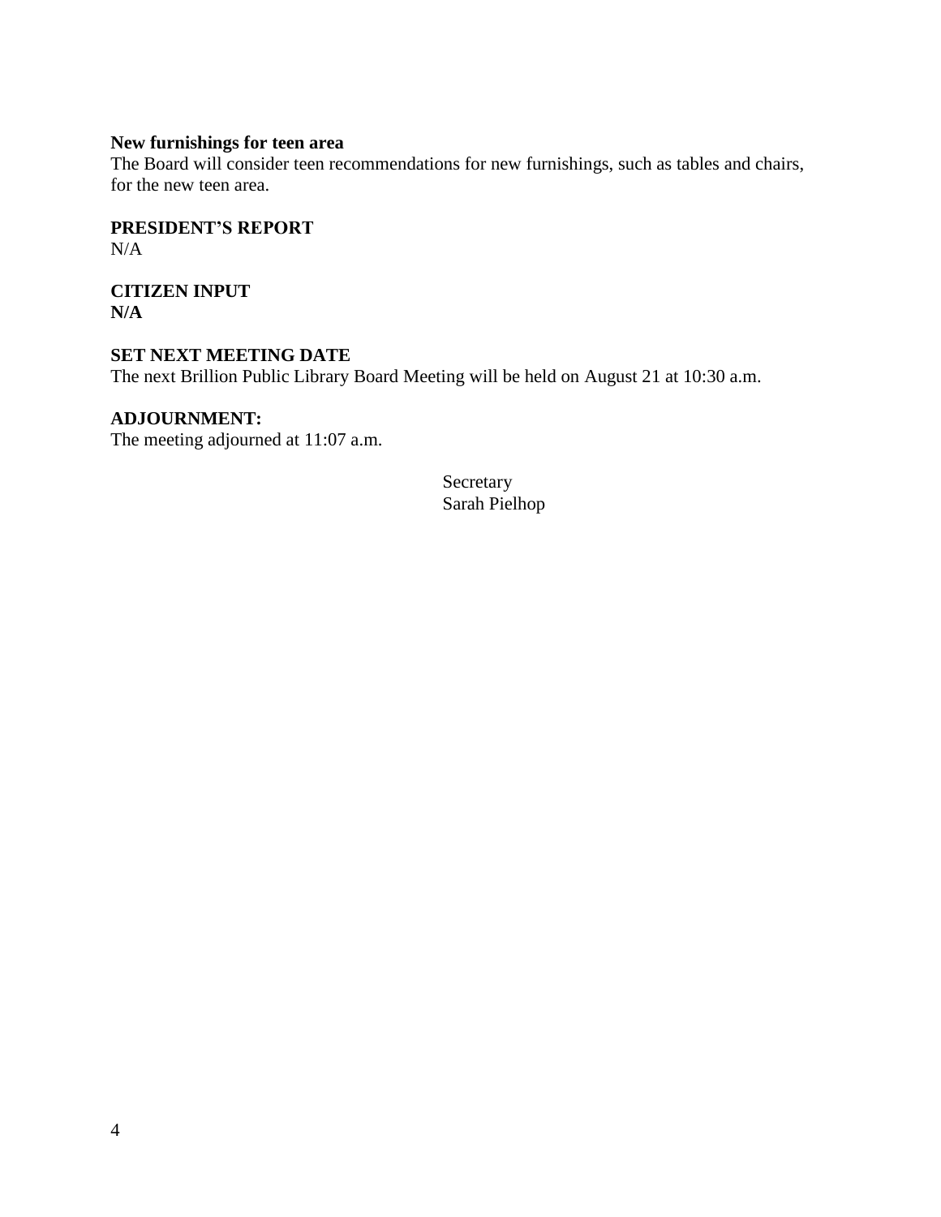**New furnishings for teen area**
The Board will consider teen recommendations for new furnishings, such as tables and chairs, for the new teen area.

**PRESIDENT'S REPORT**
N/A

**CITIZEN INPUT**
**N/A**

**SET NEXT MEETING DATE**
The next Brillion Public Library Board Meeting will be held on August 21 at 10:30 a.m.

**ADJOURNMENT:**
The meeting adjourned at 11:07 a.m.

Secretary
Sarah Pielhop